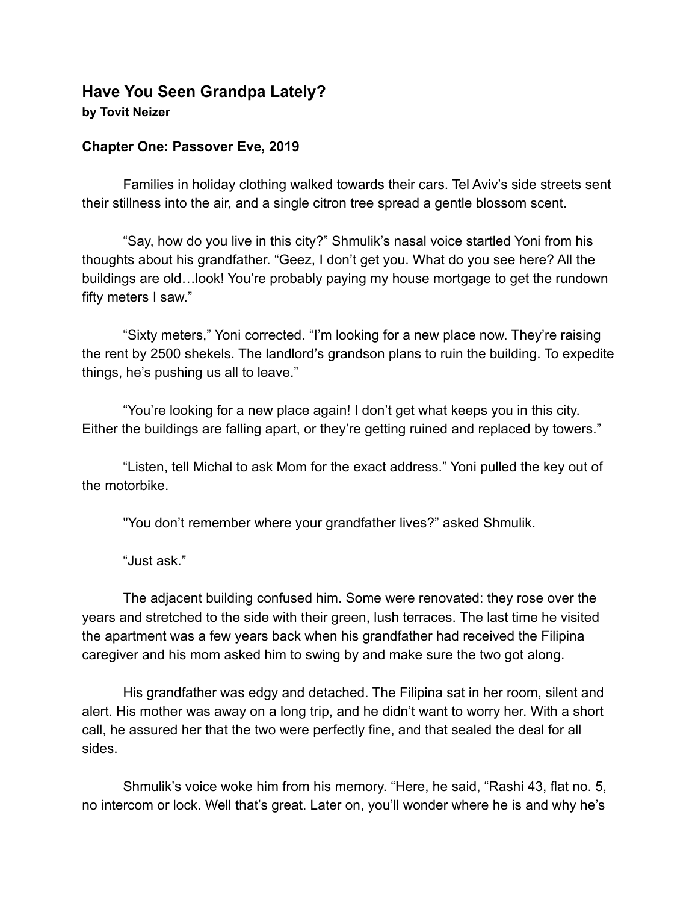## Have You Seen Grandpa Lately?

**by Tovit Neizer**

### Chapter One: Passover Eve, 2019

Families in holiday clothing walked towards their cars. Tel Aviv's side streets sent their stillness into the air, and a single citron tree spread a gentle blossom scent.

"Say, how do you live in this city?" Shmulik's nasal voice startled Yoni from his thoughts about his grandfather. "Geez, I don't get you. What do you see here? All the buildings are old…look! You're probably paying my house mortgage to get the rundown fifty meters I saw."

"Sixty meters," Yoni corrected. "I'm looking for a new place now. They're raising the rent by 2500 shekels. The landlord's grandson plans to ruin the building. To expedite things, he's pushing us all to leave."

"You're looking for a new place again! I don't get what keeps you in this city. Either the buildings are falling apart, or they're getting ruined and replaced by towers."

"Listen, tell Michal to ask Mom for the exact address." Yoni pulled the key out of the motorbike.

"You don't remember where your grandfather lives?" asked Shmulik.

"Just ask."

The adjacent building confused him. Some were renovated: they rose over the years and stretched to the side with their green, lush terraces. The last time he visited the apartment was a few years back when his grandfather had received the Filipina caregiver and his mom asked him to swing by and make sure the two got along.

His grandfather was edgy and detached. The Filipina sat in her room, silent and alert. His mother was away on a long trip, and he didn't want to worry her. With a short call, he assured her that the two were perfectly fine, and that sealed the deal for all sides.

Shmulik's voice woke him from his memory. "Here, he said, "Rashi 43, flat no. 5, no intercom or lock. Well that's great. Later on, you'll wonder where he is and why he's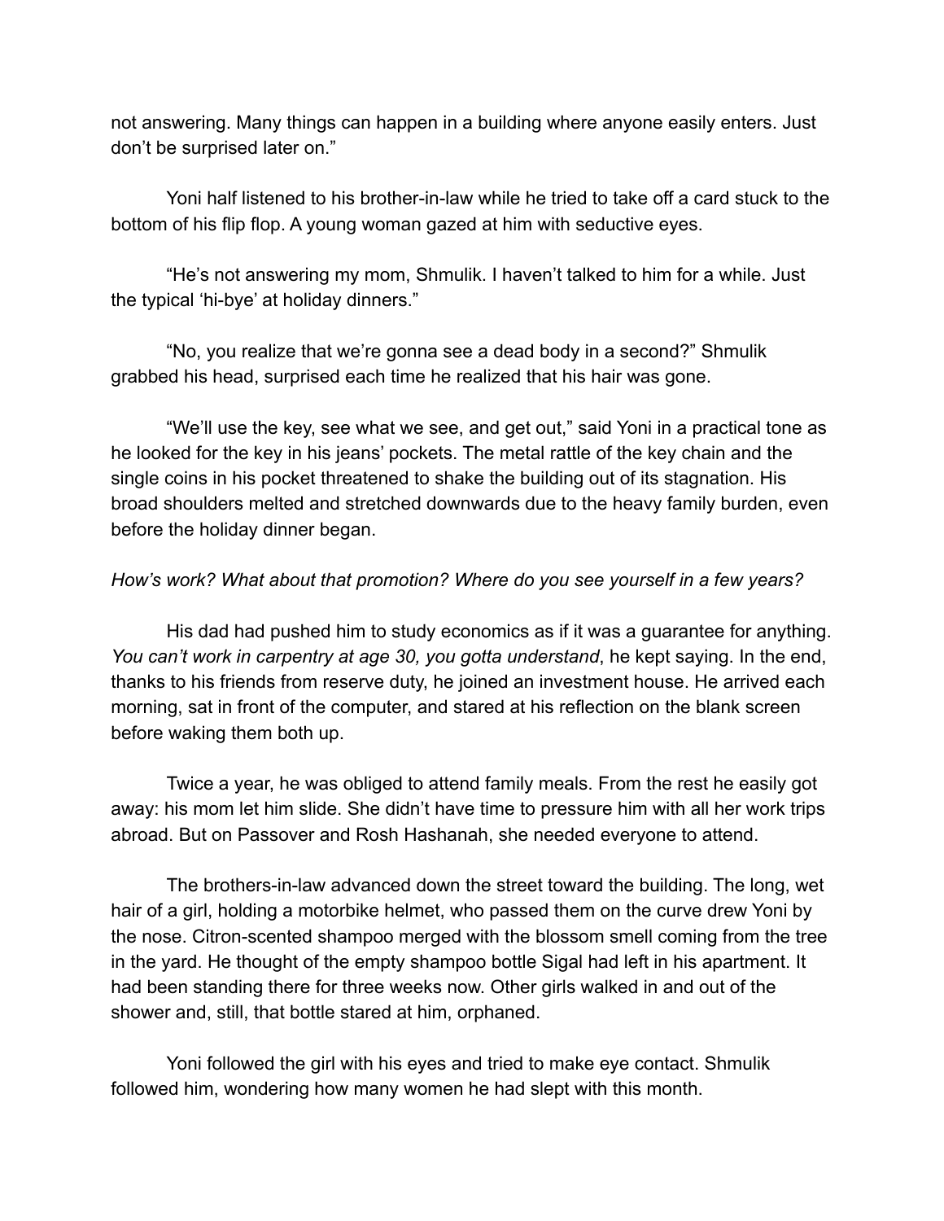not answering. Many things can happen in a building where anyone easily enters. Just don't be surprised later on."

Yoni half listened to his brother-in-law while he tried to take off a card stuck to the bottom of his flip flop. A young woman gazed at him with seductive eyes.

"He's not answering my mom, Shmulik. I haven't talked to him for a while. Just the typical 'hi-bye' at holiday dinners."

"No, you realize that we're gonna see a dead body in a second?" Shmulik grabbed his head, surprised each time he realized that his hair was gone.

"We'll use the key, see what we see, and get out," said Yoni in a practical tone as he looked for the key in his jeans' pockets. The metal rattle of the key chain and the single coins in his pocket threatened to shake the building out of its stagnation. His broad shoulders melted and stretched downwards due to the heavy family burden, even before the holiday dinner began.

*How's work? What about that promotion? Where do you see yourself in a few years?*

His dad had pushed him to study economics as if it was a guarantee for anything. *You can't work in carpentry at age 30, you gotta understand*, he kept saying. In the end, thanks to his friends from reserve duty, he joined an investment house. He arrived each morning, sat in front of the computer, and stared at his reflection on the blank screen before waking them both up.

Twice a year, he was obliged to attend family meals. From the rest he easily got away: his mom let him slide. She didn't have time to pressure him with all her work trips abroad. But on Passover and Rosh Hashanah, she needed everyone to attend.

The brothers-in-law advanced down the street toward the building. The long, wet hair of a girl, holding a motorbike helmet, who passed them on the curve drew Yoni by the nose. Citron-scented shampoo merged with the blossom smell coming from the tree in the yard. He thought of the empty shampoo bottle Sigal had left in his apartment. It had been standing there for three weeks now. Other girls walked in and out of the shower and, still, that bottle stared at him, orphaned.

Yoni followed the girl with his eyes and tried to make eye contact. Shmulik followed him, wondering how many women he had slept with this month.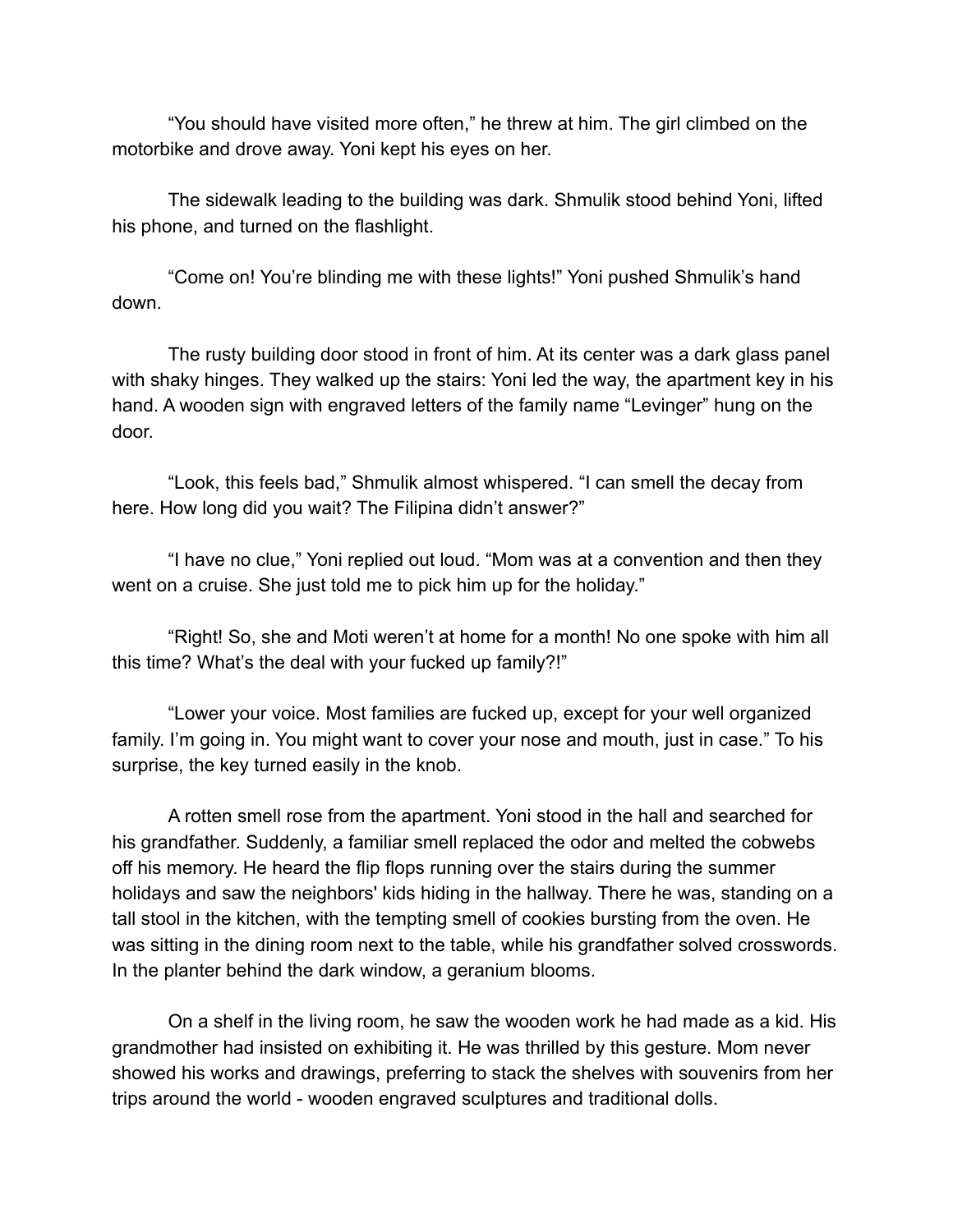"You should have visited more often," he threw at him. The girl climbed on the motorbike and drove away. Yoni kept his eyes on her.

The sidewalk leading to the building was dark. Shmulik stood behind Yoni, lifted his phone, and turned on the flashlight.

"Come on! You're blinding me with these lights!" Yoni pushed Shmulik's hand down.

The rusty building door stood in front of him. At its center was a dark glass panel with shaky hinges. They walked up the stairs: Yoni led the way, the apartment key in his hand. A wooden sign with engraved letters of the family name "Levinger" hung on the door.

"Look, this feels bad," Shmulik almost whispered. "I can smell the decay from here. How long did you wait? The Filipina didn't answer?"

"I have no clue," Yoni replied out loud. "Mom was at a convention and then they went on a cruise. She just told me to pick him up for the holiday."

"Right! So, she and Moti weren't at home for a month! No one spoke with him all this time? What's the deal with your fucked up family?!"

"Lower your voice. Most families are fucked up, except for your well organized family. I'm going in. You might want to cover your nose and mouth, just in case." To his surprise, the key turned easily in the knob.

A rotten smell rose from the apartment. Yoni stood in the hall and searched for his grandfather. Suddenly, a familiar smell replaced the odor and melted the cobwebs off his memory. He heard the flip flops running over the stairs during the summer holidays and saw the neighbors' kids hiding in the hallway. There he was, standing on a tall stool in the kitchen, with the tempting smell of cookies bursting from the oven. He was sitting in the dining room next to the table, while his grandfather solved crosswords. In the planter behind the dark window, a geranium blooms.

On a shelf in the living room, he saw the wooden work he had made as a kid. His grandmother had insisted on exhibiting it. He was thrilled by this gesture. Mom never showed his works and drawings, preferring to stack the shelves with souvenirs from her trips around the world - wooden engraved sculptures and traditional dolls.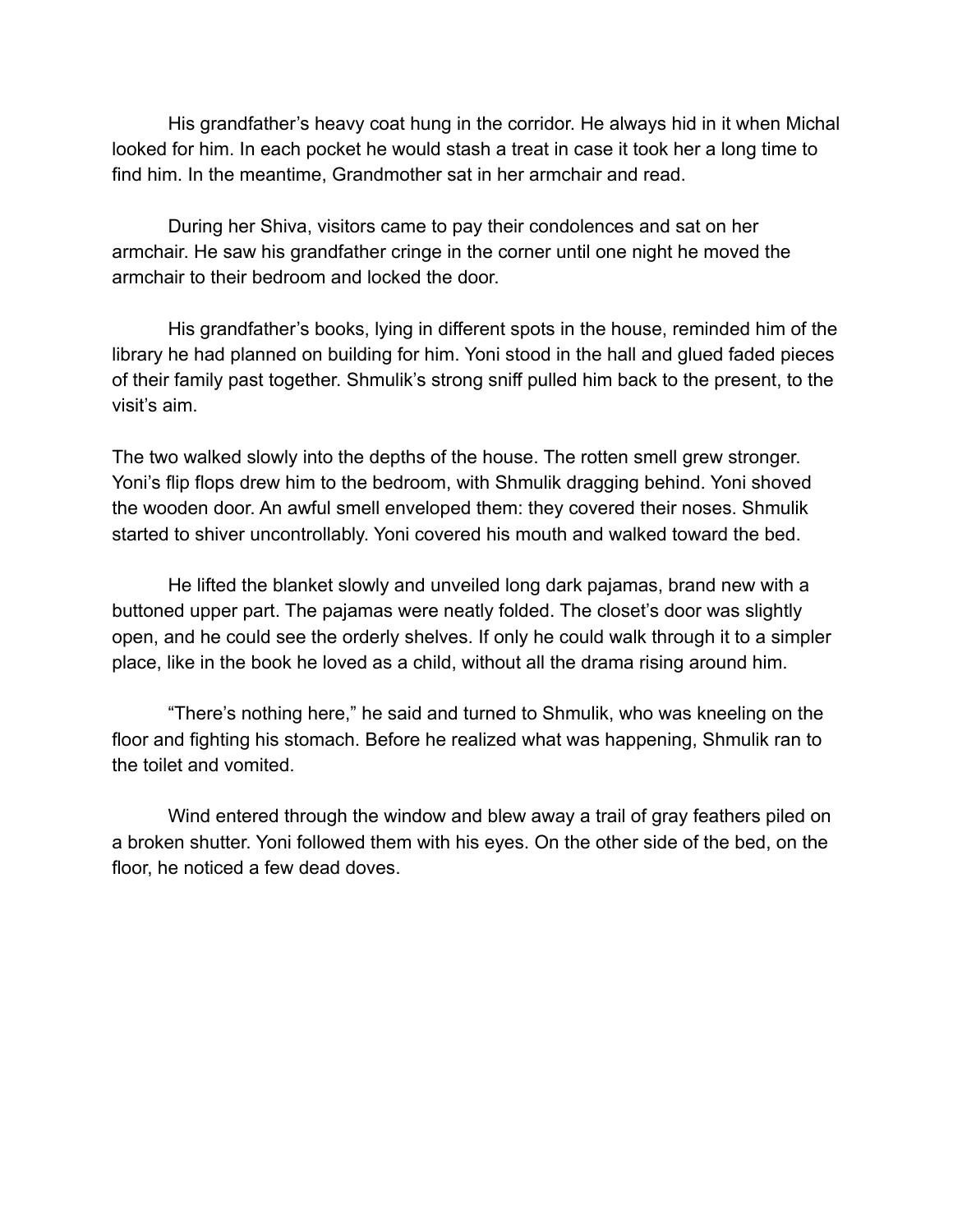His grandfather's heavy coat hung in the corridor. He always hid in it when Michal looked for him. In each pocket he would stash a treat in case it took her a long time to find him. In the meantime, Grandmother sat in her armchair and read.

During her Shiva, visitors came to pay their condolences and sat on her armchair. He saw his grandfather cringe in the corner until one night he moved the armchair to their bedroom and locked the door.

His grandfather's books, lying in different spots in the house, reminded him of the library he had planned on building for him. Yoni stood in the hall and glued faded pieces of their family past together. Shmulik's strong sniff pulled him back to the present, to the visit's aim.

The two walked slowly into the depths of the house. The rotten smell grew stronger. Yoni's flip flops drew him to the bedroom, with Shmulik dragging behind. Yoni shoved the wooden door. An awful smell enveloped them: they covered their noses. Shmulik started to shiver uncontrollably. Yoni covered his mouth and walked toward the bed.

He lifted the blanket slowly and unveiled long dark pajamas, brand new with a buttoned upper part. The pajamas were neatly folded. The closet's door was slightly open, and he could see the orderly shelves. If only he could walk through it to a simpler place, like in the book he loved as a child, without all the drama rising around him.

"There's nothing here," he said and turned to Shmulik, who was kneeling on the floor and fighting his stomach. Before he realized what was happening, Shmulik ran to the toilet and vomited.

Wind entered through the window and blew away a trail of gray feathers piled on a broken shutter. Yoni followed them with his eyes. On the other side of the bed, on the floor, he noticed a few dead doves.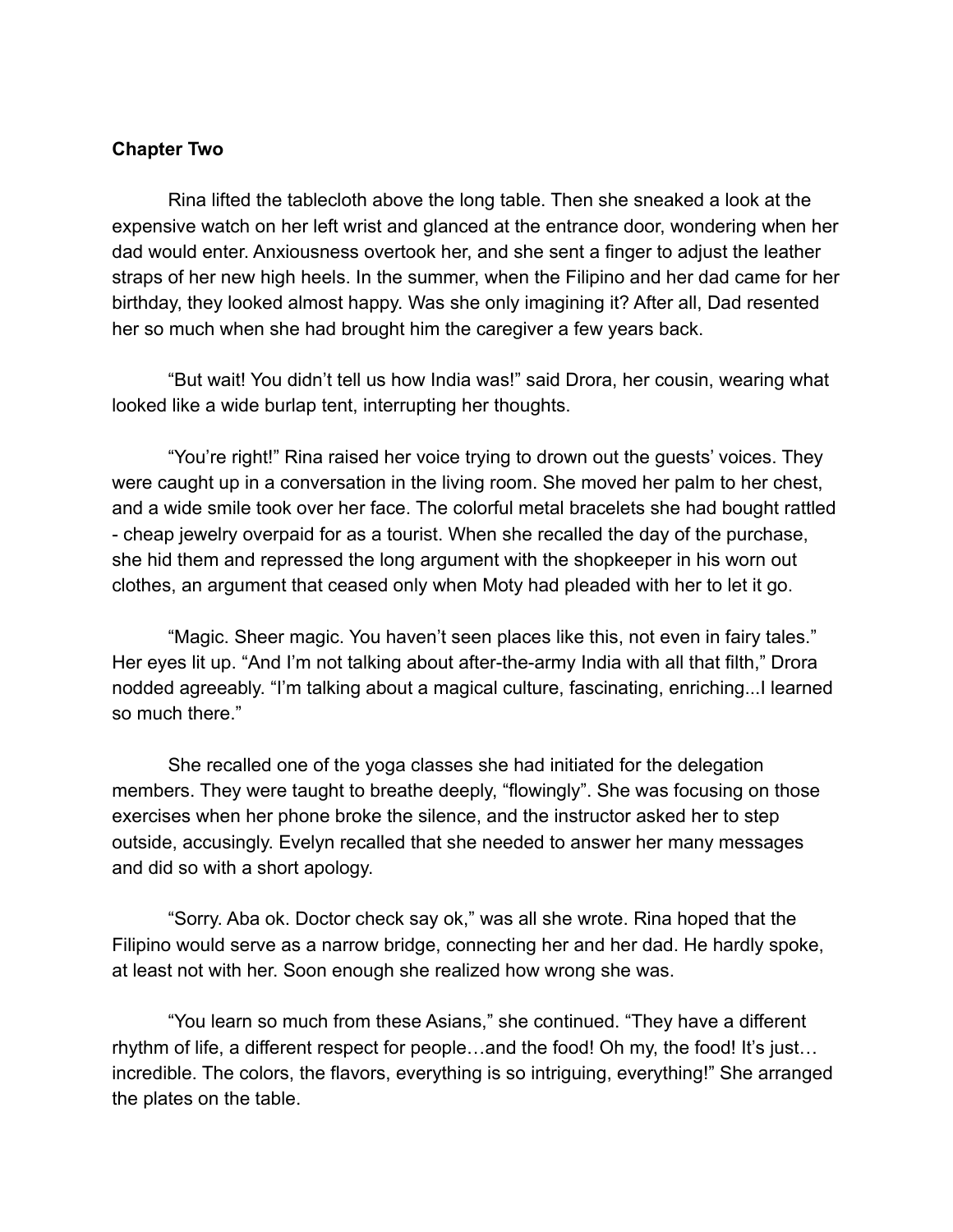**Chapter Two**

Rina lifted the tablecloth above the long table. Then she sneaked a look at the expensive watch on her left wrist and glanced at the entrance door, wondering when her dad would enter. Anxiousness overtook her, and she sent a finger to adjust the leather straps of her new high heels. In the summer, when the Filipino and her dad came for her birthday, they looked almost happy. Was she only imagining it? After all, Dad resented her so much when she had brought him the caregiver a few years back.

"But wait! You didn't tell us how India was!" said Drora, her cousin, wearing what looked like a wide burlap tent, interrupting her thoughts.

"You're right!" Rina raised her voice trying to drown out the guests' voices. They were caught up in a conversation in the living room. She moved her palm to her chest, and a wide smile took over her face. The colorful metal bracelets she had bought rattled - cheap jewelry overpaid for as a tourist. When she recalled the day of the purchase, she hid them and repressed the long argument with the shopkeeper in his worn out clothes, an argument that ceased only when Moty had pleaded with her to let it go.

"Magic. Sheer magic. You haven't seen places like this, not even in fairy tales." Her eyes lit up. "And I'm not talking about after-the-army India with all that filth," Drora nodded agreeably. "I'm talking about a magical culture, fascinating, enriching...I learned so much there."

She recalled one of the yoga classes she had initiated for the delegation members. They were taught to breathe deeply, "flowingly". She was focusing on those exercises when her phone broke the silence, and the instructor asked her to step outside, accusingly. Evelyn recalled that she needed to answer her many messages and did so with a short apology.

"Sorry. Aba ok. Doctor check say ok," was all she wrote. Rina hoped that the Filipino would serve as a narrow bridge, connecting her and her dad. He hardly spoke, at least not with her. Soon enough she realized how wrong she was.

"You learn so much from these Asians," she continued. "They have a different rhythm of life, a different respect for people…and the food! Oh my, the food! It's just… incredible. The colors, the flavors, everything is so intriguing, everything!" She arranged the plates on the table.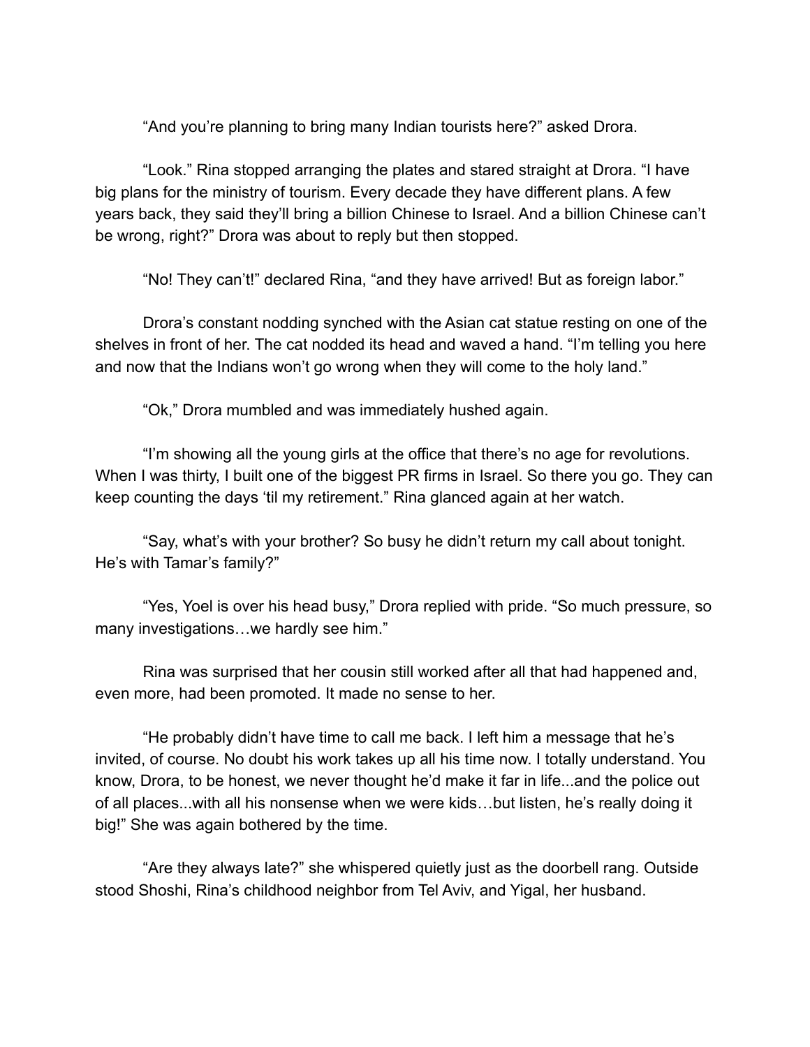"And you're planning to bring many Indian tourists here?" asked Drora.

"Look." Rina stopped arranging the plates and stared straight at Drora. "I have big plans for the ministry of tourism. Every decade they have different plans. A few years back, they said they'll bring a billion Chinese to Israel. And a billion Chinese can't be wrong, right?" Drora was about to reply but then stopped.

"No! They can't!" declared Rina, "and they have arrived! But as foreign labor."

Drora's constant nodding synched with the Asian cat statue resting on one of the shelves in front of her. The cat nodded its head and waved a hand. "I'm telling you here and now that the Indians won't go wrong when they will come to the holy land."

"Ok," Drora mumbled and was immediately hushed again.

"I'm showing all the young girls at the office that there's no age for revolutions. When I was thirty, I built one of the biggest PR firms in Israel. So there you go. They can keep counting the days 'til my retirement." Rina glanced again at her watch.

"Say, what's with your brother? So busy he didn't return my call about tonight. He's with Tamar's family?"

"Yes, Yoel is over his head busy," Drora replied with pride. "So much pressure, so many investigations…we hardly see him."

Rina was surprised that her cousin still worked after all that had happened and, even more, had been promoted. It made no sense to her.

"He probably didn't have time to call me back. I left him a message that he's invited, of course. No doubt his work takes up all his time now. I totally understand. You know, Drora, to be honest, we never thought he'd make it far in life...and the police out of all places...with all his nonsense when we were kids…but listen, he's really doing it big!" She was again bothered by the time.

"Are they always late?" she whispered quietly just as the doorbell rang. Outside stood Shoshi, Rina's childhood neighbor from Tel Aviv, and Yigal, her husband.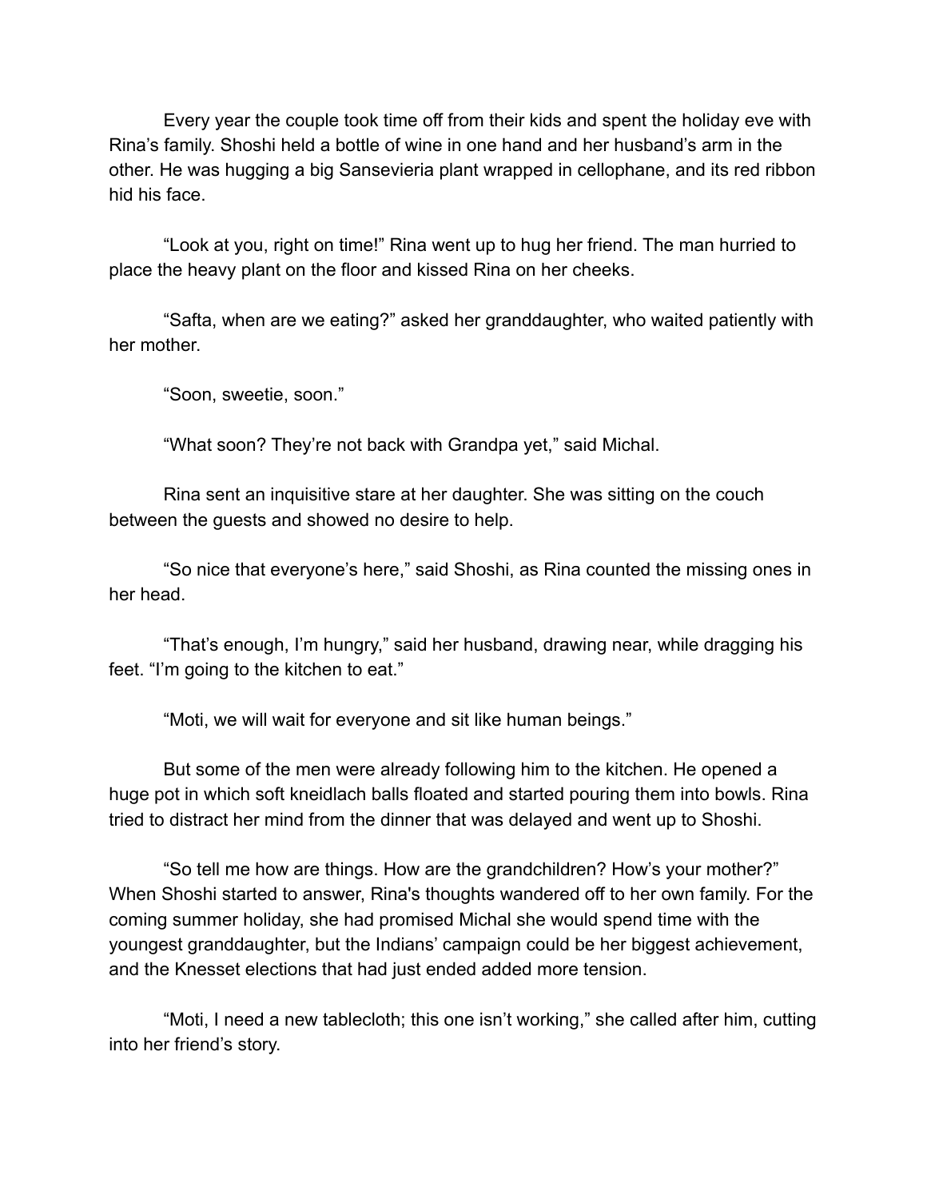Every year the couple took time off from their kids and spent the holiday eve with Rina's family. Shoshi held a bottle of wine in one hand and her husband's arm in the other. He was hugging a big Sansevieria plant wrapped in cellophane, and its red ribbon hid his face.

"Look at you, right on time!" Rina went up to hug her friend. The man hurried to place the heavy plant on the floor and kissed Rina on her cheeks.

"Safta, when are we eating?" asked her granddaughter, who waited patiently with her mother.

"Soon, sweetie, soon."

"What soon? They're not back with Grandpa yet," said Michal.

Rina sent an inquisitive stare at her daughter. She was sitting on the couch between the guests and showed no desire to help.

"So nice that everyone's here," said Shoshi, as Rina counted the missing ones in her head.

"That's enough, I'm hungry," said her husband, drawing near, while dragging his feet. "I'm going to the kitchen to eat."

"Moti, we will wait for everyone and sit like human beings."

But some of the men were already following him to the kitchen. He opened a huge pot in which soft kneidlach balls floated and started pouring them into bowls. Rina tried to distract her mind from the dinner that was delayed and went up to Shoshi.

"So tell me how are things. How are the grandchildren? How's your mother?" When Shoshi started to answer, Rina's thoughts wandered off to her own family. For the coming summer holiday, she had promised Michal she would spend time with the youngest granddaughter, but the Indians' campaign could be her biggest achievement, and the Knesset elections that had just ended added more tension.

"Moti, I need a new tablecloth; this one isn't working," she called after him, cutting into her friend's story.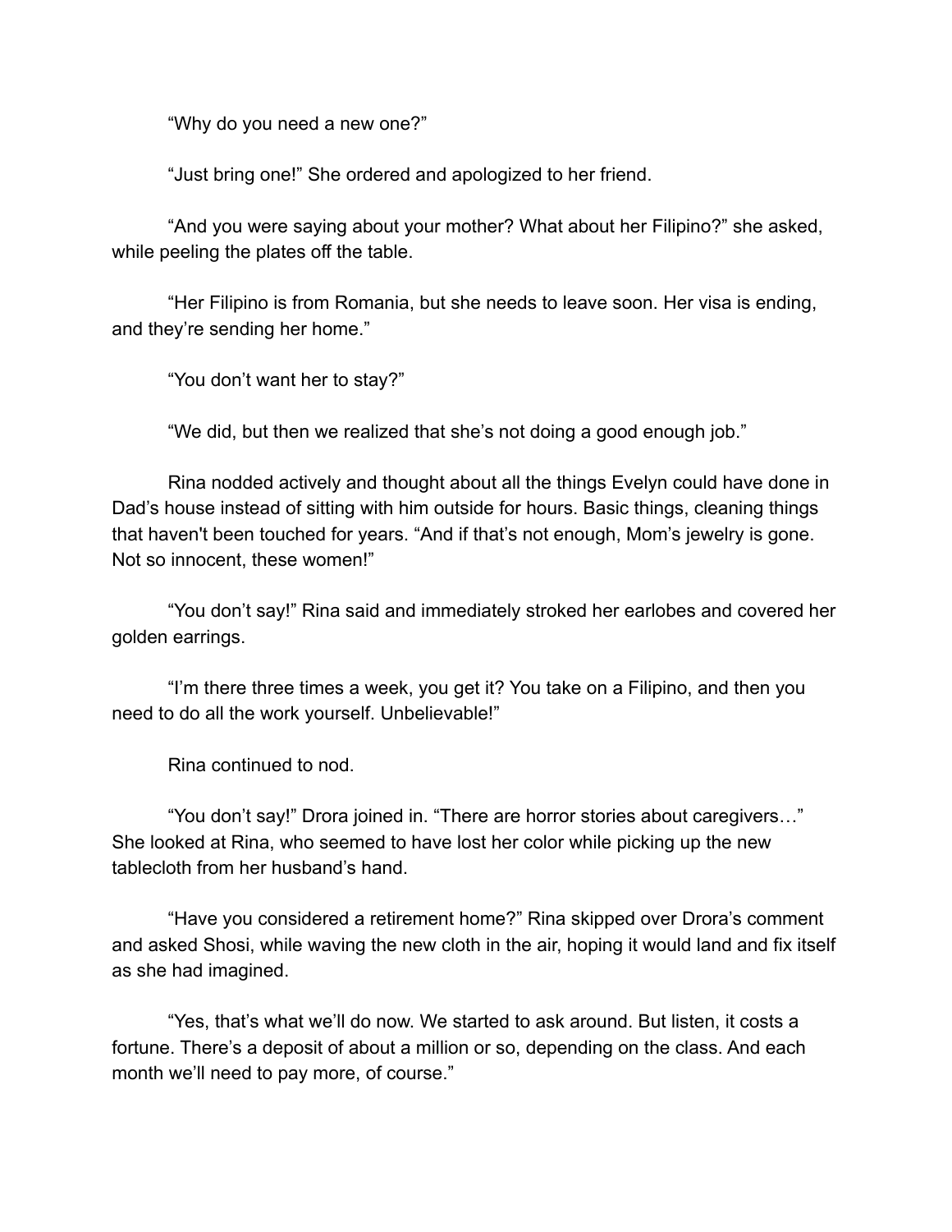“Why do you need a new one?”

“Just bring one!” She ordered and apologized to her friend.

“And you were saying about your mother? What about her Filipino?” she asked, while peeling the plates off the table.

“Her Filipino is from Romania, but she needs to leave soon. Her visa is ending, and they’re sending her home.”

“You don’t want her to stay?”

“We did, but then we realized that she’s not doing a good enough job.”

Rina nodded actively and thought about all the things Evelyn could have done in Dad’s house instead of sitting with him outside for hours. Basic things, cleaning things that haven't been touched for years. “And if that’s not enough, Mom’s jewelry is gone. Not so innocent, these women!”

“You don’t say!” Rina said and immediately stroked her earlobes and covered her golden earrings.

“I’m there three times a week, you get it? You take on a Filipino, and then you need to do all the work yourself. Unbelievable!”

Rina continued to nod.

“You don’t say!” Drora joined in. “There are horror stories about caregivers…” She looked at Rina, who seemed to have lost her color while picking up the new tablecloth from her husband’s hand.

“Have you considered a retirement home?” Rina skipped over Drora’s comment and asked Shosi, while waving the new cloth in the air, hoping it would land and fix itself as she had imagined.

“Yes, that’s what we’ll do now. We started to ask around. But listen, it costs a fortune. There’s a deposit of about a million or so, depending on the class. And each month we’ll need to pay more, of course.”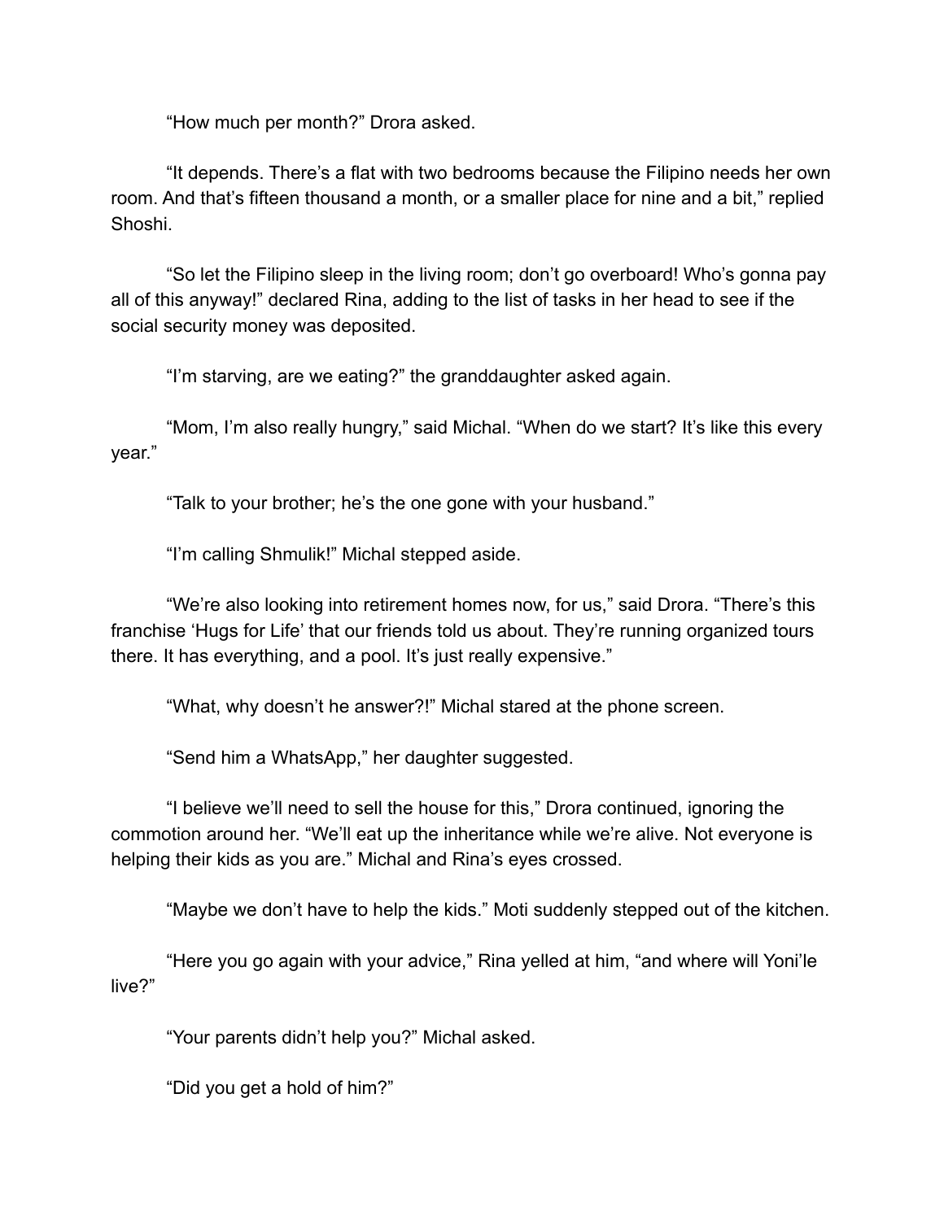"How much per month?" Drora asked.

"It depends. There's a flat with two bedrooms because the Filipino needs her own room. And that's fifteen thousand a month, or a smaller place for nine and a bit," replied Shoshi.

"So let the Filipino sleep in the living room; don't go overboard! Who's gonna pay all of this anyway!" declared Rina, adding to the list of tasks in her head to see if the social security money was deposited.

"I'm starving, are we eating?" the granddaughter asked again.

"Mom, I'm also really hungry," said Michal. "When do we start? It's like this every year."

"Talk to your brother; he's the one gone with your husband."

"I'm calling Shmulik!" Michal stepped aside.

"We're also looking into retirement homes now, for us," said Drora. "There's this franchise 'Hugs for Life' that our friends told us about. They're running organized tours there. It has everything, and a pool. It's just really expensive."

"What, why doesn't he answer?!" Michal stared at the phone screen.

"Send him a WhatsApp," her daughter suggested.

"I believe we'll need to sell the house for this," Drora continued, ignoring the commotion around her. "We'll eat up the inheritance while we're alive. Not everyone is helping their kids as you are." Michal and Rina's eyes crossed.

"Maybe we don't have to help the kids." Moti suddenly stepped out of the kitchen.

"Here you go again with your advice," Rina yelled at him, "and where will Yoni'le live?"

"Your parents didn't help you?" Michal asked.

"Did you get a hold of him?"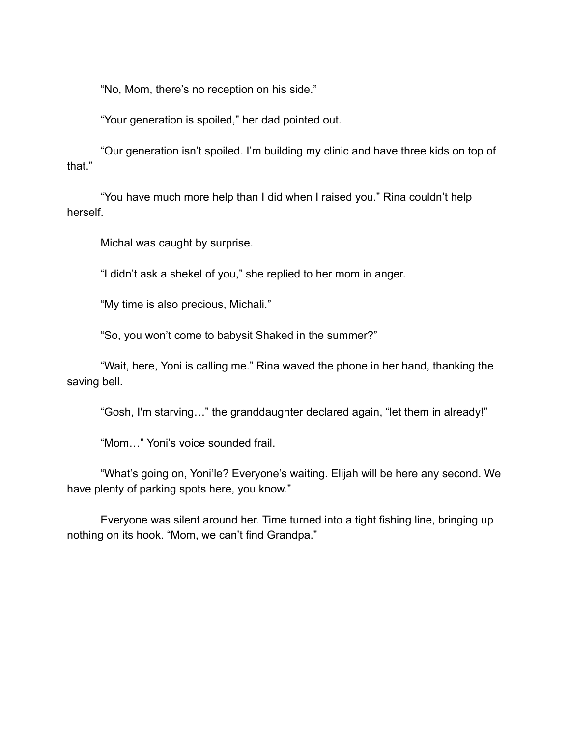"No, Mom, there's no reception on his side."

"Your generation is spoiled," her dad pointed out.

"Our generation isn't spoiled. I'm building my clinic and have three kids on top of that."

"You have much more help than I did when I raised you." Rina couldn't help herself.

Michal was caught by surprise.

"I didn't ask a shekel of you," she replied to her mom in anger.

"My time is also precious, Michali."

"So, you won't come to babysit Shaked in the summer?"

"Wait, here, Yoni is calling me." Rina waved the phone in her hand, thanking the saving bell.

"Gosh, I'm starving…" the granddaughter declared again, "let them in already!"

"Mom…" Yoni's voice sounded frail.

"What's going on, Yoni'le? Everyone's waiting. Elijah will be here any second. We have plenty of parking spots here, you know."

Everyone was silent around her. Time turned into a tight fishing line, bringing up nothing on its hook. "Mom, we can't find Grandpa."